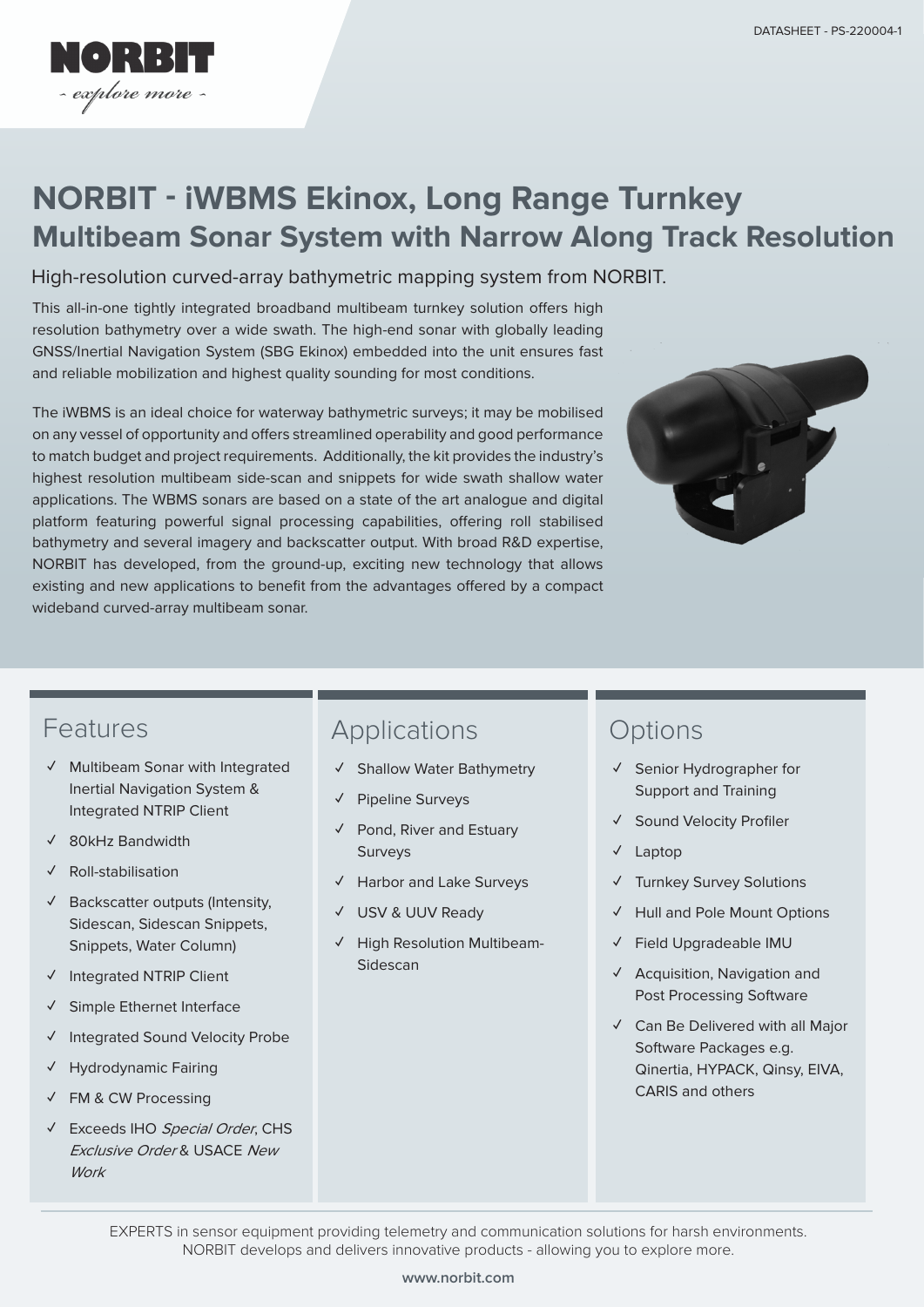DATASHEET - PS-220004-1

NORBIT

- explore more -

# NORBIT - iWBMS Ekinox, Long Range Turnkey Multibeam Sonar System with Narrow Along Track Resolution

## High-resolution curved-array bathymetric mapping system from NORBIT.

This all-in-one tightly integrated broadband multibeam turnkey solution offers high resolution bathymetry over a wide swath. The high-end sonar with globally leading GNSS/Inertial Navigation System (SBG Ekinox) embedded into the unit ensures fast and reliable mobilization and highest quality sounding for most conditions.

The iWBMS is an ideal choice for waterway bathymetric surveys; it may be mobilised on any vessel of opportunity and offers streamlined operability and good performance to match budget and project requirements. Additionally, the kit provides the industry's highest resolution multibeam side-scan and snippets for wide swath shallow water applications. The WBMS sonars are based on a state of the art analogue and digital platform featuring powerful signal processing capabilities, offering roll stabilised bathymetry and several imagery and backscatter output. With broad R&D expertise, NORBIT has developed, from the ground-up, exciting new technology that allows existing and new applications to benefit from the advantages offered by a compact wideband curved-array multibeam sonar.

## Features

- ✓ Multibeam Sonar with Integrated Inertial Navigation System & Integrated NTRIP Client
- ✓ 80kHz Bandwidth
- ✓ Roll-stabilisation
- ✓ Backscatter outputs (Intensity, Sidescan, Sidescan Snippets, Snippets, Water Column)
- ✓ Integrated NTRIP Client
- ✓ Simple Ethernet Interface
- ✓ Integrated Sound Velocity Probe
- ✓ Hydrodynamic Fairing
- ✓ FM & CW Processing
- ✓ Exceeds IHO *Special Order*, CHS *Exclusive Order* & USACE *New Work*

## Applications

- ✓ Shallow Water Bathymetry
- ✓ Pipeline Surveys
- ✓ Pond, River and Estuary Surveys
- ✓ Harbor and Lake Surveys
- ✓ USV & UUV Ready
- ✓ High Resolution Multibeam-Sidescan

## Options

- ✓ Senior Hydrographer for Support and Training
- ✓ Sound Velocity Profiler
- ✓ Laptop
- ✓ Turnkey Survey Solutions
- ✓ Hull and Pole Mount Options
- ✓ Field Upgradeable IMU
- ✓ Acquisition, Navigation and Post Processing Software
- ✓ Can Be Delivered with all Major Software Packages e.g. Qinertia, HYPACK, Qinsy, EIVA, CARIS and others

EXPERTS in sensor equipment providing telemetry and communication solutions for harsh environments. NORBIT develops and delivers innovative products - allowing you to explore more.

**www.norbit.com**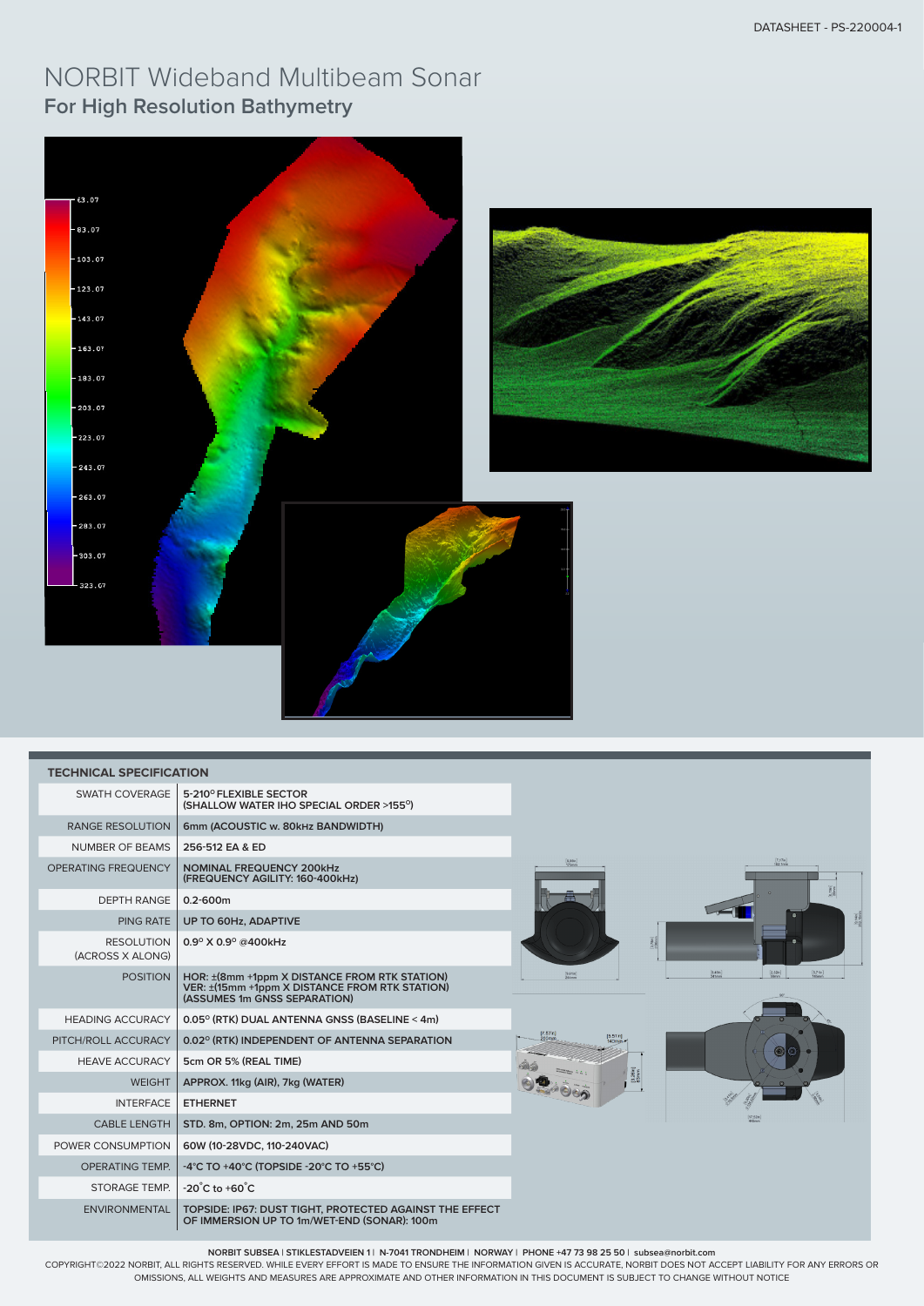# NORBIT Wideband Multibeam Sonar

## For High Resolution Bathymetry

63.07
83.07
103.07
123.07
143.07
163.07
183.07
203.07
223.07
243.07
263.07
283.07
303.07
323.07

## TECHNICAL SPECIFICATION

| | |
|---|---|
| SWATH COVERAGE | 5-210° FLEXIBLE SECTOR (SHALLOW WATER IHO SPECIAL ORDER >155°) |
| RANGE RESOLUTION | 6mm (ACOUSTIC w. 80kHz BANDWIDTH) |
| NUMBER OF BEAMS | 256-512 EA & ED |
| OPERATING FREQUENCY | NOMINAL FREQUENCY 200kHz (FREQUENCY AGILITY: 160-400kHz) |
| DEPTH RANGE | 0.2-600m |
| PING RATE | UP TO 60Hz, ADAPTIVE |
| RESOLUTION (ACROSS X ALONG) | 0.9° X 0.9° @400kHz |
| POSITION | HOR: ±(8mm +1ppm X DISTANCE FROM RTK STATION) VER: ±(15mm +1ppm X DISTANCE FROM RTK STATION) (ASSUMES 1m GNSS SEPARATION) |
| HEADING ACCURACY | 0.05° (RTK) DUAL ANTENNA GNSS (BASELINE < 4m) |
| PITCH/ROLL ACCURACY | 0.02° (RTK) INDEPENDENT OF ANTENNA SEPARATION |
| HEAVE ACCURACY | 5cm OR 5% (REAL TIME) |
| WEIGHT | APPROX. 11kg (AIR), 7kg (WATER) |
| INTERFACE | ETHERNET |
| CABLE LENGTH | STD. 8m, OPTION: 2m, 25m AND 50m |
| POWER CONSUMPTION | 60W (10-28VDC, 110-240VAC) |
| OPERATING TEMP. | -4°C TO +40°C (TOPSIDE -20°C TO +55°C) |
| STORAGE TEMP. | -20°C to +60°C |
| ENVIRONMENTAL | TOPSIDE: IP67: DUST TIGHT, PROTECTED AGAINST THE EFFECT OF IMMERSION UP TO 1m/WET-END (SONAR): 100m |

NORBIT SUBSEA | STIKLESTADVEIEN 1 | N-7041 TRONDHEIM | NORWAY | PHONE +47 73 98 25 50 | subsea@norbit.com

COPYRIGHT©2022 NORBIT, ALL RIGHTS RESERVED. WHILE EVERY EFFORT IS MADE TO ENSURE THE INFORMATION GIVEN IS ACCURATE, NORBIT DOES NOT ACCEPT LIABILITY FOR ANY ERRORS OR OMISSIONS, ALL WEIGHTS AND MEASURES ARE APPROXIMATE AND OTHER INFORMATION IN THIS DOCUMENT IS SUBJECT TO CHANGE WITHOUT NOTICE